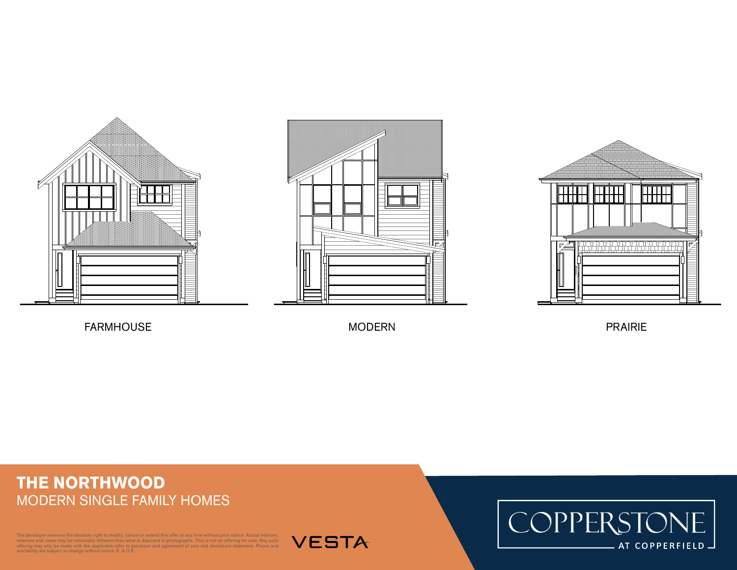FARMHOUSE

MODERN

PRAIRIE

# THE NORTHWOOD

MODERN SINGLE FAMILY HOMES

The developer reserves the absolute right to modify, cancel or extend this offer at any time without prior notice. Actual interiors, exteriors and views may be noticeably different than what is depicted in photographs. This is not an offering for sale. Any such offering may only be made with the applicable offer to purchase and agreement of sale and disclosure statement. Prices and availability are subject to change without notice. E. & O.E.

VESTA

COPPERSTONE AT COPPERFIELD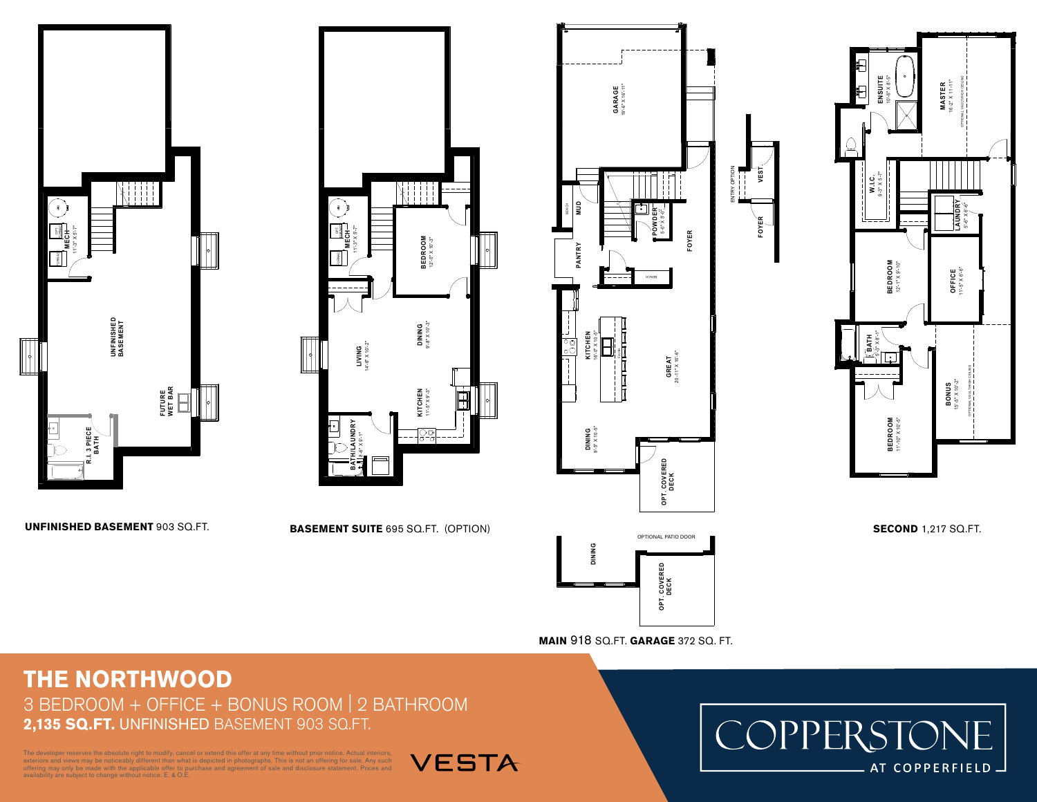UNFINISHED BASEMENT 903 SQ.FT.

MECH 11'-3" X 5'-7"

UNFINISHED BASEMENT

FUTURE WET BAR

R.I. 3 PIECE BATH

BASEMENT SUITE 695 SQ.FT. (OPTION)

MECH 11'-3" X 5'-7"

BEDROOM 12'-0" X 10'-3"

LIVING 14'-6" X 10'-2"

DINING 9'-8" X 10'-3"

KITCHEN 11'-5" X 9'-3"

BATH/LAUNDRY

GARAGE 19'-6" X 18'-11"

MUD

BENCH

PANTRY

POWDER 5'-0" X 8'-0"

FOYER

HONEB

KITCHEN 16'-0" X 10'-5"

GREAT 20'-11" X 16'-6"

DINING 9'-5" X 10'-5"

OPT. COVERED DECK

ENTRY OPTION

VEST.

FOYER

OPTIONAL PATIO DOOR

DINING

OPT. COVERED DECK

MAIN 918 SQ.FT. GARAGE 372 SQ. FT.

ENSUITE 10'-6" X 8'-5"

MASTER 16'-2" X 11'-11"

OPTIONAL VAULTED CEILING

W.I.C. 9'-3" X 5'-2"

LAUNDRY 5'-6" X 6'-6"

BEDROOM 12'-1" X 9'-10"

OFFICE 11'-5" X 6'-6"

BATH 5'-3" X 8'-1"

BONUS 15'-6" X 10'-2"

OPTIONAL VAULTED CEILING

BEDROOM 11'-10" X 10'-5"

SECOND 1,217 SQ.FT.

# THE NORTHWOOD

3 BEDROOM + OFFICE + BONUS ROOM | 2 BATHROOM

**2,135 SQ.FT.** UNFINISHED BASEMENT 903 SQ.FT.

The developer reserves the absolute right to modify, cancel or extend this offer at any time without prior notice. Actual interiors, exteriors and views may be noticeably different than what is depicted in photographs. This is not an offering for sale. Any such offering may only be made with the applicable offer to purchase and agreement of sale and disclosure statement. Prices and availability are subject to change without notice. E. & O.E.

VESTA

COPPERSTONE AT COPPERFIELD